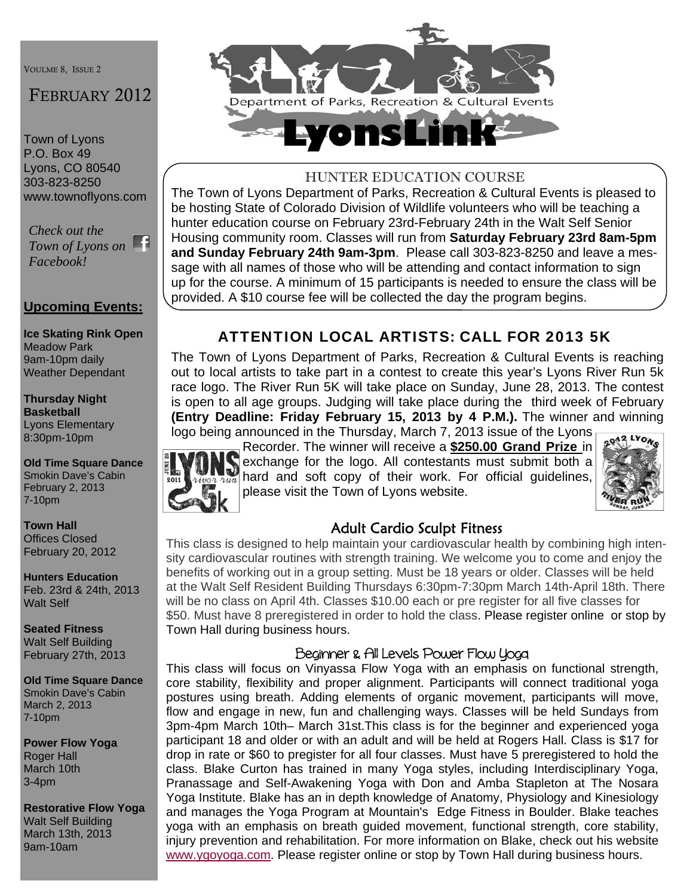VOULME 8, ISSUE 2

FEBRUARY 2012

Town of Lyons
P.O. Box 49
Lyons, CO 80540
303-823-8250
www.townoflyons.com

*Check out the Town of Lyons on Facebook!*

## Upcoming Events:

**Ice Skating Rink Open**
Meadow Park
9am-10pm daily
Weather Dependant

**Thursday Night Basketball**
Lyons Elementary
8:30pm-10pm

**Old Time Square Dance**
Smokin Dave's Cabin
February 2, 2013
7-10pm

**Town Hall**
Offices Closed
February 20, 2012

**Hunters Education**
Feb. 23rd & 24th, 2013
Walt Self

**Seated Fitness**
Walt Self Building
February 27th, 2013

**Old Time Square Dance**
Smokin Dave's Cabin
March 2, 2013
7-10pm

**Power Flow Yoga**
Roger Hall
March 10th
3-4pm

**Restorative Flow Yoga**
Walt Self Building
March 13th, 2013
9am-10am

# LYONS — Department of Parks, Recreation & Cultural Events — LyonsLink

## HUNTER EDUCATION COURSE

The Town of Lyons Department of Parks, Recreation & Cultural Events is pleased to be hosting State of Colorado Division of Wildlife volunteers who will be teaching a hunter education course on February 23rd-February 24th in the Walt Self Senior Housing community room. Classes will run from **Saturday February 23rd 8am-5pm and Sunday February 24th 9am-3pm**. Please call 303-823-8250 and leave a message with all names of those who will be attending and contact information to sign up for the course. A minimum of 15 participants is needed to ensure the class will be provided. A $10 course fee will be collected the day the program begins.

## ATTENTION LOCAL ARTISTS: CALL FOR 2013 5K

The Town of Lyons Department of Parks, Recreation & Cultural Events is reaching out to local artists to take part in a contest to create this year's Lyons River Run 5k race logo. The River Run 5K will take place on Sunday, June 28, 2013. The contest is open to all age groups. Judging will take place during the third week of February **(Entry Deadline: Friday February 15, 2013 by 4 P.M.).** The winner and winning logo being announced in the Thursday, March 7, 2013 issue of the Lyons Recorder. The winner will receive a **$250.00 Grand Prize** in exchange for the logo. All contestants must submit both a hard and soft copy of their work. For official guidelines, please visit the Town of Lyons website.

## Adult Cardio Sculpt Fitness

This class is designed to help maintain your cardiovascular health by combining high intensity cardiovascular routines with strength training. We welcome you to come and enjoy the benefits of working out in a group setting. Must be 18 years or older. Classes will be held at the Walt Self Resident Building Thursdays 6:30pm-7:30pm March 14th-April 18th. There will be no class on April 4th. Classes $10.00 each or pre register for all five classes for $50. Must have 8 preregistered in order to hold the class. Please register online or stop by Town Hall during business hours.

### Beginner & All Levels Power Flow Yoga

This class will focus on Vinyassa Flow Yoga with an emphasis on functional strength, core stability, flexibility and proper alignment. Participants will connect traditional yoga postures using breath. Adding elements of organic movement, participants will move, flow and engage in new, fun and challenging ways. Classes will be held Sundays from 3pm-4pm March 10th– March 31st.This class is for the beginner and experienced yoga participant 18 and older or with an adult and will be held at Rogers Hall. Class is $17 for drop in rate or $60 to pregister for all four classes. Must have 5 preregistered to hold the class. Blake Curton has trained in many Yoga styles, including Interdisciplinary Yoga, Pranassage and Self-Awakening Yoga with Don and Amba Stapleton at The Nosara Yoga Institute. Blake has an in depth knowledge of Anatomy, Physiology and Kinesiology and manages the Yoga Program at Mountain's Edge Fitness in Boulder. Blake teaches yoga with an emphasis on breath guided movement, functional strength, core stability, injury prevention and rehabilitation. For more information on Blake, check out his website www.ygoyoga.com. Please register online or stop by Town Hall during business hours.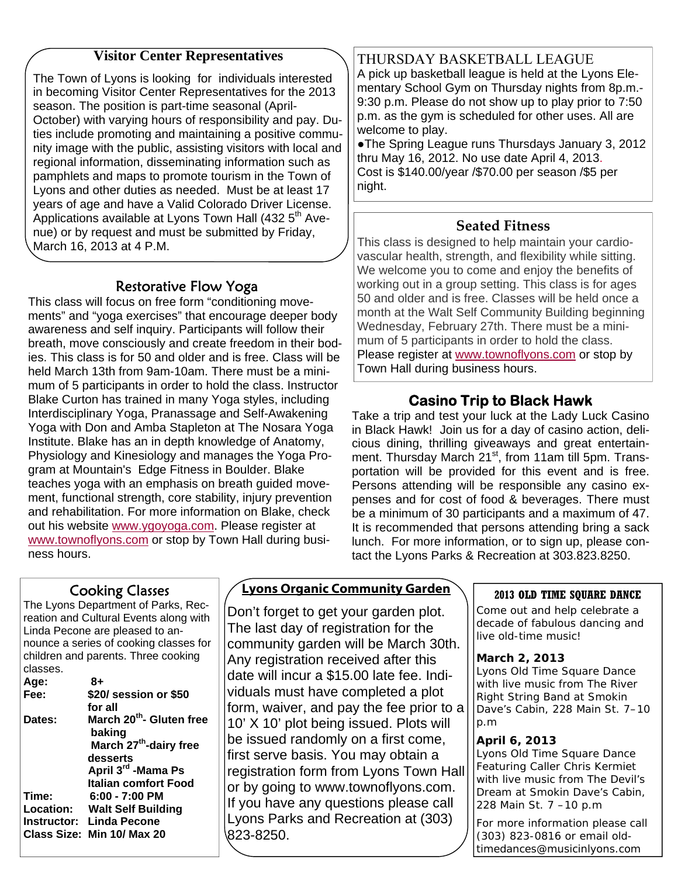## Visitor Center Representatives

The Town of Lyons is looking for individuals interested in becoming Visitor Center Representatives for the 2013 season. The position is part-time seasonal (April-October) with varying hours of responsibility and pay. Duties include promoting and maintaining a positive community image with the public, assisting visitors with local and regional information, disseminating information such as pamphlets and maps to promote tourism in the Town of Lyons and other duties as needed. Must be at least 17 years of age and have a Valid Colorado Driver License. Applications available at Lyons Town Hall (432 5th Avenue) or by request and must be submitted by Friday, March 16, 2013 at 4 P.M.

## Restorative Flow Yoga

This class will focus on free form "conditioning movements" and "yoga exercises" that encourage deeper body awareness and self inquiry. Participants will follow their breath, move consciously and create freedom in their bodies. This class is for 50 and older and is free. Class will be held March 13th from 9am-10am. There must be a minimum of 5 participants in order to hold the class. Instructor Blake Curton has trained in many Yoga styles, including Interdisciplinary Yoga, Pranassage and Self-Awakening Yoga with Don and Amba Stapleton at The Nosara Yoga Institute. Blake has an in depth knowledge of Anatomy, Physiology and Kinesiology and manages the Yoga Program at Mountain's Edge Fitness in Boulder. Blake teaches yoga with an emphasis on breath guided movement, functional strength, core stability, injury prevention and rehabilitation. For more information on Blake, check out his website www.ygoyoga.com. Please register at www.townoflyons.com or stop by Town Hall during business hours.

## THURSDAY BASKETBALL LEAGUE

A pick up basketball league is held at the Lyons Elementary School Gym on Thursday nights from 8p.m.-9:30 p.m. Please do not show up to play prior to 7:50 p.m. as the gym is scheduled for other uses. All are welcome to play.

- The Spring League runs Thursdays January 3, 2012 thru May 16, 2012. No use date April 4, 2013.

Cost is $140.00/year /$70.00 per season /$5 per night.

## Seated Fitness

This class is designed to help maintain your cardiovascular health, strength, and flexibility while sitting. We welcome you to come and enjoy the benefits of working out in a group setting. This class is for ages 50 and older and is free. Classes will be held once a month at the Walt Self Community Building beginning Wednesday, February 27th. There must be a minimum of 5 participants in order to hold the class. Please register at www.townoflyons.com or stop by Town Hall during business hours.

## Casino Trip to Black Hawk

Take a trip and test your luck at the Lady Luck Casino in Black Hawk! Join us for a day of casino action, delicious dining, thrilling giveaways and great entertainment. Thursday March 21st, from 11am till 5pm. Transportation will be provided for this event and is free. Persons attending will be responsible any casino expenses and for cost of food & beverages. There must be a minimum of 30 participants and a maximum of 47. It is recommended that persons attending bring a sack lunch. For more information, or to sign up, please contact the Lyons Parks & Recreation at 303.823.8250.

## Cooking Classes

The Lyons Department of Parks, Recreation and Cultural Events along with Linda Pecone are pleased to announce a series of cooking classes for children and parents. Three cooking classes.

| | |
|---|---|
| **Age:** | **8+** |
| **Fee:** | **$20/ session or $50 for all** |
| **Dates:** | **March 20th- Gluten free baking**<br>**March 27th-dairy free desserts**<br>**April 3rd -Mama Ps Italian comfort Food** |
| **Time:** | **6:00 - 7:00 PM** |
| **Location:** | **Walt Self Building** |
| **Instructor:** | **Linda Pecone** |
| **Class Size:** | **Min 10/ Max 20** |

## Lyons Organic Community Garden

Don't forget to get your garden plot. The last day of registration for the community garden will be March 30th. Any registration received after this date will incur a $15.00 late fee. Individuals must have completed a plot form, waiver, and pay the fee prior to a 10' X 10' plot being issued. Plots will be issued randomly on a first come, first serve basis. You may obtain a registration form from Lyons Town Hall or by going to www.townoflyons.com. If you have any questions please call Lyons Parks and Recreation at (303) 823-8250.

## 2013 OLD TIME SQUARE DANCE

Come out and help celebrate a decade of fabulous dancing and live old-time music!

**March 2, 2013**

Lyons Old Time Square Dance with live music from The River Right String Band at Smokin Dave's Cabin, 228 Main St. 7–10 p.m

**April 6, 2013**

Lyons Old Time Square Dance Featuring Caller Chris Kermiet with live music from The Devil's Dream at Smokin Dave's Cabin, 228 Main St. 7 –10 p.m

For more information please call (303) 823-0816 or email oldtimedances@musicinlyons.com